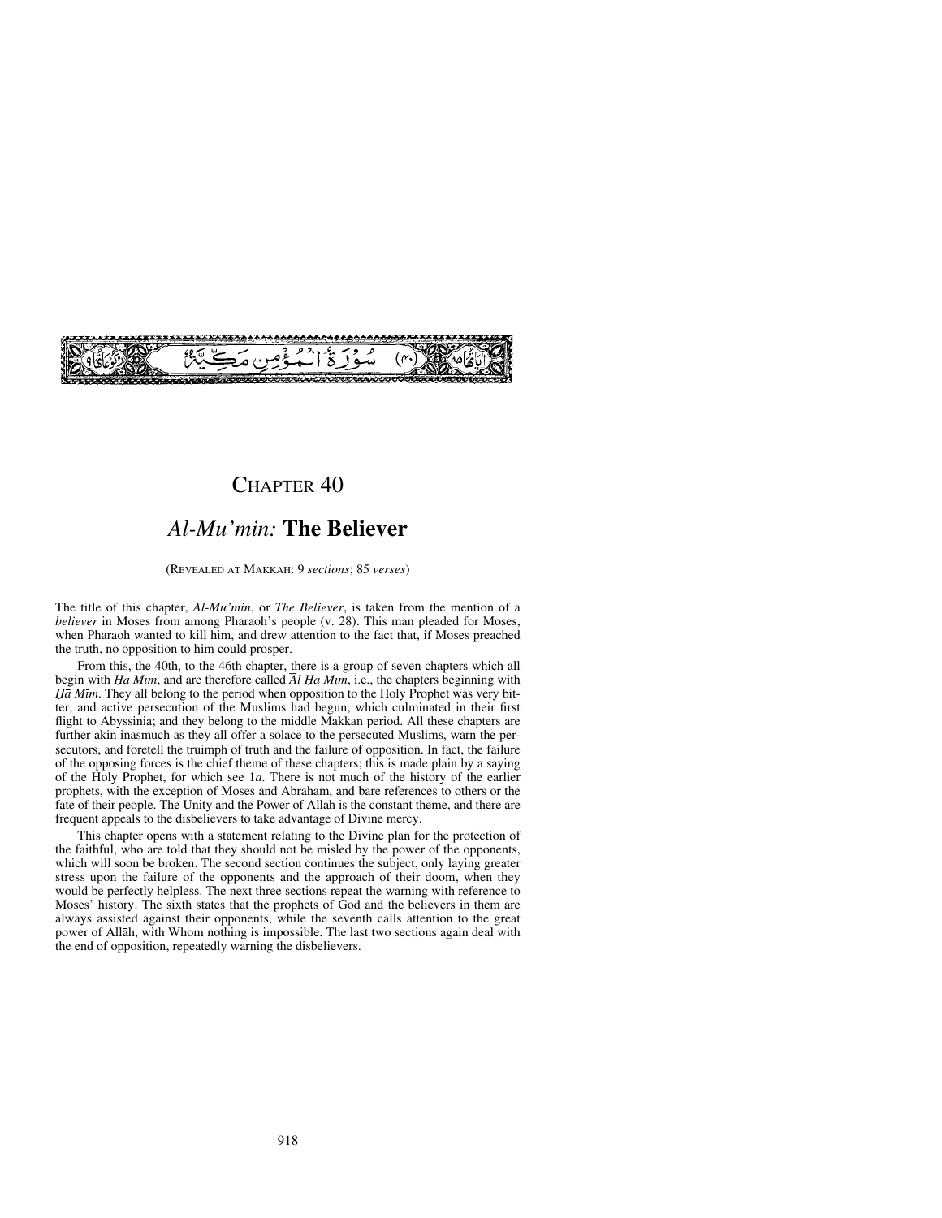سُوْرَةُ الْمُؤْمِنِ مَكِّيَّةٌ (٤٠)

# Chapter 40

## *Al-Mu'min:* The Believer

(Revealed at Makkah: 9 *sections*; 85 *verses*)

The title of this chapter, *Al-Mu'min*, or *The Believer*, is taken from the mention of a *believer* in Moses from among Pharaoh's people (v. 28). This man pleaded for Moses, when Pharaoh wanted to kill him, and drew attention to the fact that, if Moses preached the truth, no opposition to him could prosper.

From this, the 40th, to the 46th chapter, there is a group of seven chapters which all begin with *Ḥā Mīm*, and are therefore called *Āl Ḥā Mīm*, i.e., the chapters beginning with *Ḥā Mīm*. They all belong to the period when opposition to the Holy Prophet was very bitter, and active persecution of the Muslims had begun, which culminated in their first flight to Abyssinia; and they belong to the middle Makkan period. All these chapters are further akin inasmuch as they all offer a solace to the persecuted Muslims, warn the persecutors, and foretell the truimph of truth and the failure of opposition. In fact, the failure of the opposing forces is the chief theme of these chapters; this is made plain by a saying of the Holy Prophet, for which see 1*a*. There is not much of the history of the earlier prophets, with the exception of Moses and Abraham, and bare references to others or the fate of their people. The Unity and the Power of Allāh is the constant theme, and there are frequent appeals to the disbelievers to take advantage of Divine mercy.

This chapter opens with a statement relating to the Divine plan for the protection of the faithful, who are told that they should not be misled by the power of the opponents, which will soon be broken. The second section continues the subject, only laying greater stress upon the failure of the opponents and the approach of their doom, when they would be perfectly helpless. The next three sections repeat the warning with reference to Moses' history. The sixth states that the prophets of God and the believers in them are always assisted against their opponents, while the seventh calls attention to the great power of Allāh, with Whom nothing is impossible. The last two sections again deal with the end of opposition, repeatedly warning the disbelievers.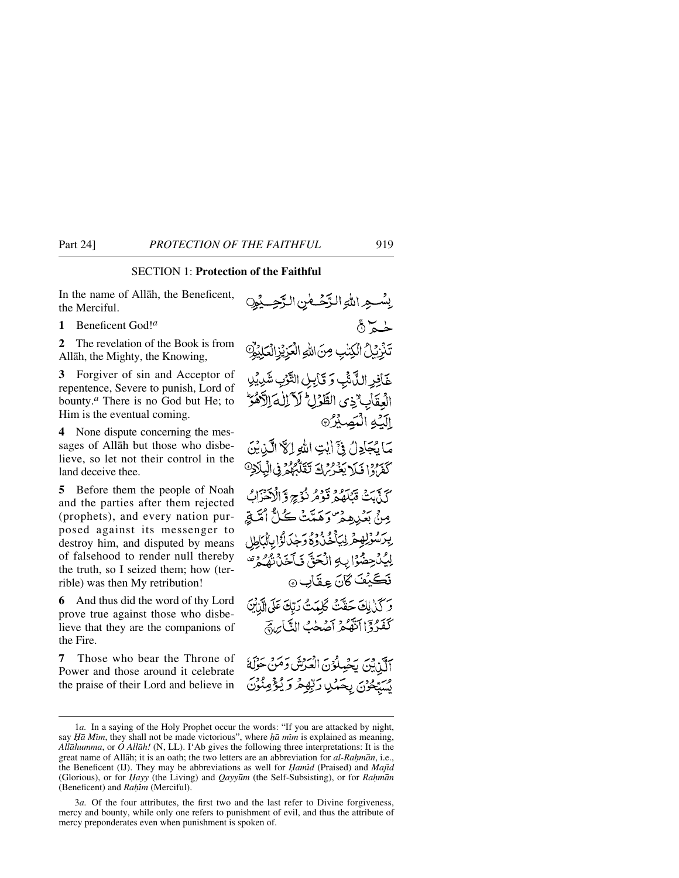## SECTION 1: **Protection of the Faithful**

In the name of Allāh, the Beneficent, the Merciful.

بِسْمِ اللّٰهِ الرَّحْمٰنِ الرَّحِيْمِ

**1** Beneficent God![a]

حٰمٓ ۚ

**2** The revelation of the Book is from Allāh, the Mighty, the Knowing,

تَنْزِيْلُ الْكِتٰبِ مِنَ اللّٰهِ الْعَزِيْزِ الْعَلِيْمِ ۙ

**3** Forgiver of sin and Acceptor of repentence, Severe to punish, Lord of bounty.[a] There is no God but He; to Him is the eventual coming.

غَافِرِ الذَّنْۢبِ وَ قَابِلِ التَّوْبِ شَدِيْدِ الْعِقَابِ ۙ ذِي الطَّوْلِ ؕ لَاۤ اِلٰهَ اِلَّا هُوَ ؕ اِلَيْهِ الْمَصِيْرُ

**4** None dispute concerning the messages of Allāh but those who disbelieve, so let not their control in the land deceive thee.

مَا يُجَادِلُ فِيْۤ اٰيٰتِ اللّٰهِ اِلَّا الَّذِيْنَ كَفَرُوْا فَلَا يَغْرُرْكَ تَقَلُّبُهُمْ فِي الْبِلَادِ

**5** Before them the people of Noah and the parties after them rejected (prophets), and every nation purposed against its messenger to destroy him, and disputed by means of falsehood to render null thereby the truth, so I seized them; how (terrible) was then My retribution!

كَذَّبَتْ قَبْلَهُمْ قَوْمُ نُوْحٍ وَّ الْاَحْزَابُ مِنْۢ بَعْدِهِمْ ۪ وَ هَمَّتْ كُلُّ اُمَّةٍۭ بِرَسُوْلِهِمْ لِيَاْخُذُوْهُ وَ جٰدَلُوْا بِالْبَاطِلِ لِيُدْحِضُوْا بِهِ الْحَقَّ فَاَخَذْتُهُمْ ۟ فَكَيْفَ كَانَ عِقَابِ

**6** And thus did the word of thy Lord prove true against those who disbelieve that they are the companions of the Fire.

وَ كَذٰلِكَ حَقَّتْ كَلِمَتُ رَبِّكَ عَلَى الَّذِيْنَ كَفَرُوْۤا اَنَّهُمْ اَصْحٰبُ النَّارِ

**7** Those who bear the Throne of Power and those around it celebrate the praise of their Lord and believe in

اَلَّذِيْنَ يَحْمِلُوْنَ الْعَرْشَ وَ مَنْ حَوْلَهٗ يُسَبِّحُوْنَ بِحَمْدِ رَبِّهِمْ وَ يُؤْمِنُوْنَ

---

1*a.* In a saying of the Holy Prophet occur the words: "If you are attacked by night, say *Ḥā Mīm*, they shall not be made victorious", where *ḥā mīm* is explained as meaning, *Allāhumma*, or *O Allāh!* (N, LL). I'Ab gives the following three interpretations: It is the great name of Allāh; it is an oath; the two letters are an abbreviation for *al-Raḥmān*, i.e., the Beneficent (IJ). They may be abbreviations as well for *Ḥamīd* (Praised) and *Majīd* (Glorious), or for *Ḥayy* (the Living) and *Qayyūm* (the Self-Subsisting), or for *Raḥmān* (Beneficent) and *Raḥīm* (Merciful).

3*a.* Of the four attributes, the first two and the last refer to Divine forgiveness, mercy and bounty, while only one refers to punishment of evil, and thus the attribute of mercy preponderates even when punishment is spoken of.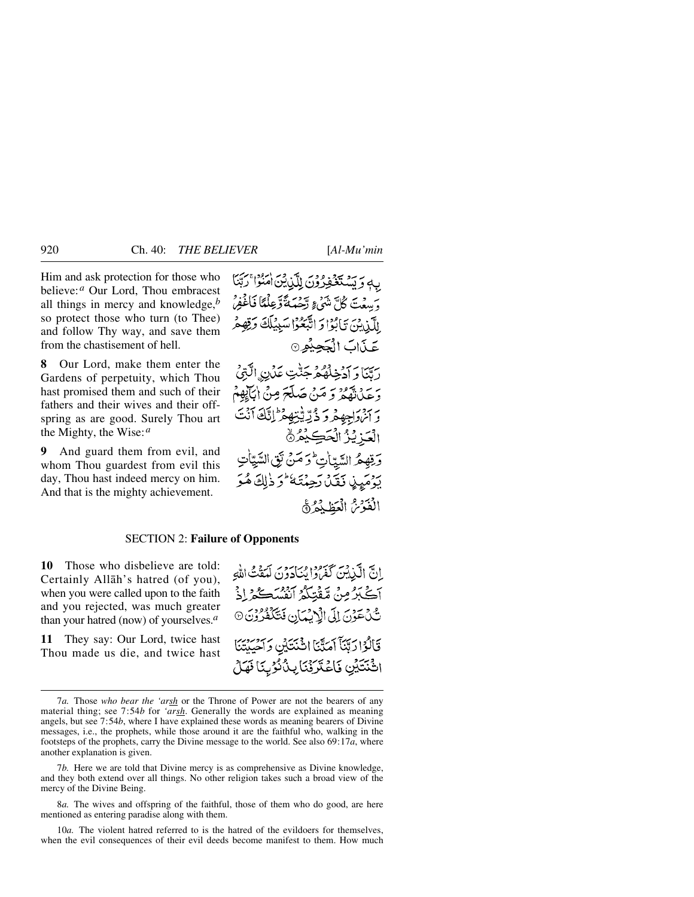Him and ask protection for those who believe:[a] Our Lord, Thou embracest all things in mercy and knowledge,[b] so protect those who turn (to Thee) and follow Thy way, and save them from the chastisement of hell.

بِهٖ وَ يَسۡتَغۡفِرُوۡنَ لِلَّذِيۡنَ اٰمَنُوۡا ۚ رَبَّنَا وَسِعۡتَ كُلَّ شَىۡءٍ رَّحۡمَةً وَّعِلۡمًا فَاغۡفِرۡ لِلَّذِيۡنَ تَابُوۡا وَاتَّبَعُوۡا سَبِيۡلَكَ وَقِهِمۡ عَذَابَ الۡجَحِيۡمِ ۝

**8** Our Lord, make them enter the Gardens of perpetuity, which Thou hast promised them and such of their fathers and their wives and their offspring as are good. Surely Thou art the Mighty, the Wise:[a]

رَبَّنَا وَاَدۡخِلۡهُمۡ جَنّٰتِ عَدۡنِ ۨالَّتِىۡ وَعَدْتَّهُمۡ وَمَنۡ صَلَحَ مِنۡ اٰبَآئِهِمۡ وَاَزۡوَاجِهِمۡ وَذُرِّيّٰتِهِمۡ ؕ اِنَّكَ اَنۡتَ الۡعَزِيۡزُ الۡحَكِيۡمُ ۙ‏ ۝

**9** And guard them from evil, and whom Thou guardest from evil this day, Thou hast indeed mercy on him. And that is the mighty achievement.

وَقِهِمُ السَّيِّاٰتِ ؕ وَمَنۡ تَقِ السَّيِّاٰتِ يَوۡمَئِذٍ فَقَدۡ رَحِمۡتَهٗ ؕ وَذٰلِكَ هُوَ الۡفَوۡزُ الۡعَظِيۡمُ ۝

## SECTION 2: Failure of Opponents

**10** Those who disbelieve are told: Certainly Allāh's hatred (of you), when you were called upon to the faith and you rejected, was much greater than your hatred (now) of yourselves.[a]

اِنَّ الَّذِيۡنَ كَفَرُوۡا يُنَادَوۡنَ لَمَقۡتُ اللّٰهِ اَكۡبَرُ مِنۡ مَّقۡتِكُمۡ اَنۡفُسَكُمۡ اِذۡ تُدۡعَوۡنَ اِلَى الۡاِيۡمَانِ فَتَكۡفُرُوۡنَ ۝

**11** They say: Our Lord, twice hast Thou made us die, and twice hast

قَالُوۡا رَبَّنَاۤ اَمَتَّنَا اثۡنَتَيۡنِ وَاَحۡيَيۡتَنَا اثۡنَتَيۡنِ فَاعۡتَرَفۡنَا بِذُنُوۡبِنَا فَهَلۡ

---

7*a.* Those *who bear the 'arsh* or the Throne of Power are not the bearers of any material thing; see 7:54*b* for *'arsh*. Generally the words are explained as meaning angels, but see 7:54*b*, where I have explained these words as meaning bearers of Divine messages, i.e., the prophets, while those around it are the faithful who, walking in the footsteps of the prophets, carry the Divine message to the world. See also 69:17*a*, where another explanation is given.

7*b.* Here we are told that Divine mercy is as comprehensive as Divine knowledge, and they both extend over all things. No other religion takes such a broad view of the mercy of the Divine Being.

8*a.* The wives and offspring of the faithful, those of them who do good, are here mentioned as entering paradise along with them.

10*a.* The violent hatred referred to is the hatred of the evildoers for themselves, when the evil consequences of their evil deeds become manifest to them. How much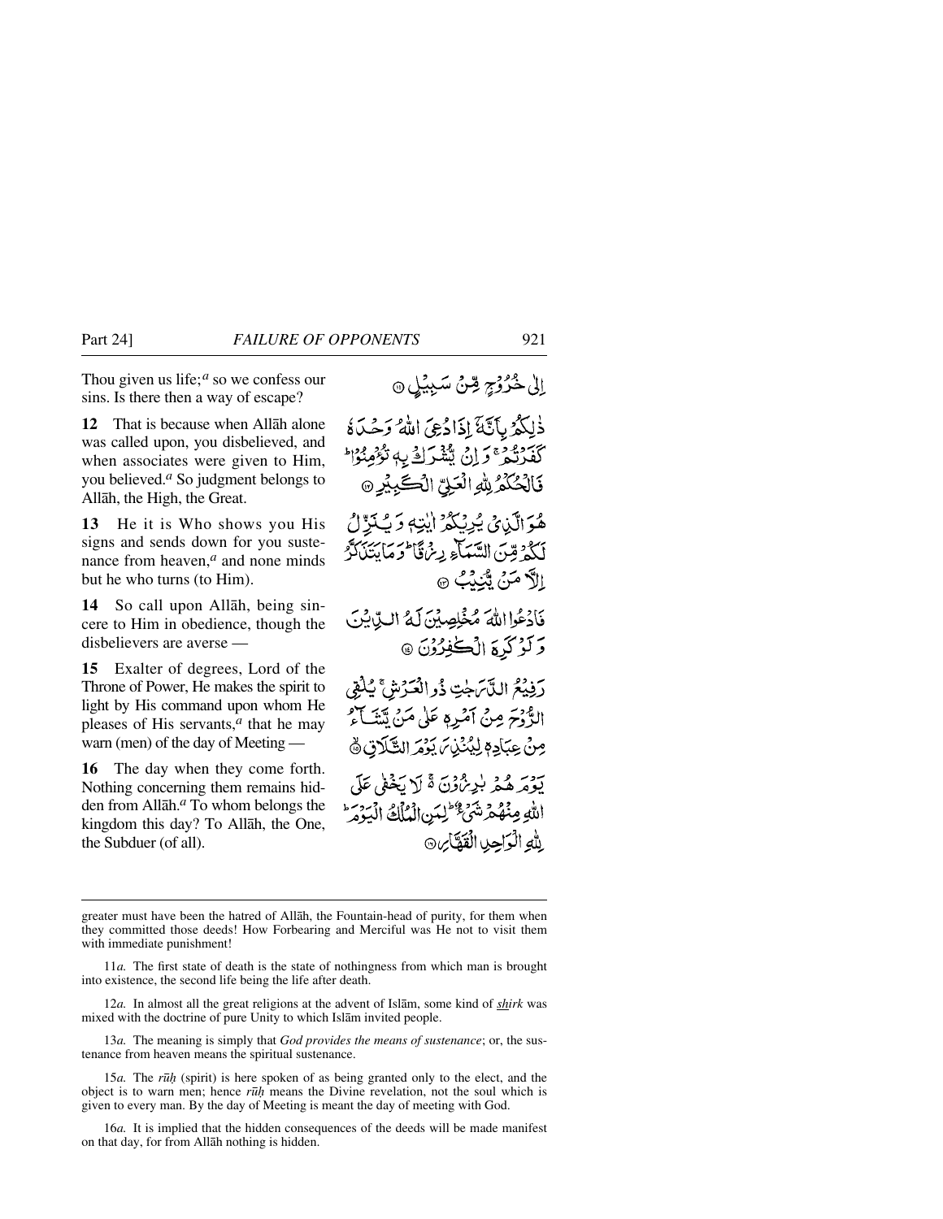Thou given us life;[a] so we confess our sins. Is there then a way of escape?

إِلَىٰ خُرُوجٍ مِّن سَبِيلٍ ﴿١١﴾

**12** That is because when Allāh alone was called upon, you disbelieved, and when associates were given to Him, you believed.[a] So judgment belongs to Allāh, the High, the Great.

ذَٰلِكُم بِأَنَّهُ إِذَا دُعِيَ اللَّهُ وَحْدَهُ كَفَرْتُمْ ۖ وَإِن يُشْرَكْ بِهِ تُؤْمِنُوا ۚ فَالْحُكْمُ لِلَّهِ الْعَلِيِّ الْكَبِيرِ ﴿١٢﴾

**13** He it is Who shows you His signs and sends down for you sustenance from heaven,[a] and none minds but he who turns (to Him).

هُوَ الَّذِي يُرِيكُمْ آيَاتِهِ وَيُنَزِّلُ لَكُم مِّنَ السَّمَاءِ رِزْقًا ۚ وَمَا يَتَذَكَّرُ إِلَّا مَن يُنِيبُ ﴿١٣﴾

**14** So call upon Allāh, being sincere to Him in obedience, though the disbelievers are averse —

فَادْعُوا اللَّهَ مُخْلِصِينَ لَهُ الدِّينَ وَلَوْ كَرِهَ الْكَافِرُونَ ﴿١٤﴾

**15** Exalter of degrees, Lord of the Throne of Power, He makes the spirit to light by His command upon whom He pleases of His servants,[a] that he may warn (men) of the day of Meeting —

رَفِيعُ الدَّرَجَاتِ ذُو الْعَرْشِ يُلْقِي الرُّوحَ مِنْ أَمْرِهِ عَلَىٰ مَن يَشَاءُ مِنْ عِبَادِهِ لِيُنذِرَ يَوْمَ التَّلَاقِ ﴿١٥﴾

**16** The day when they come forth. Nothing concerning them remains hidden from Allāh.[a] To whom belongs the kingdom this day? To Allāh, the One, the Subduer (of all).

يَوْمَ هُم بَارِزُونَ ۖ لَا يَخْفَىٰ عَلَى اللَّهِ مِنْهُمْ شَيْءٌ ۚ لِّمَنِ الْمُلْكُ الْيَوْمَ ۖ لِلَّهِ الْوَاحِدِ الْقَهَّارِ ﴿١٦﴾

---

greater must have been the hatred of Allāh, the Fountain-head of purity, for them when they committed those deeds! How Forbearing and Merciful was He not to visit them with immediate punishment!

11*a.* The first state of death is the state of nothingness from which man is brought into existence, the second life being the life after death.

12*a.* In almost all the great religions at the advent of Islām, some kind of *shirk* was mixed with the doctrine of pure Unity to which Islām invited people.

13*a.* The meaning is simply that *God provides the means of sustenance*; or, the sustenance from heaven means the spiritual sustenance.

15*a.* The *rūḥ* (spirit) is here spoken of as being granted only to the elect, and the object is to warn men; hence *rūḥ* means the Divine revelation, not the soul which is given to every man. By the day of Meeting is meant the day of meeting with God.

16*a.* It is implied that the hidden consequences of the deeds will be made manifest on that day, for from Allāh nothing is hidden.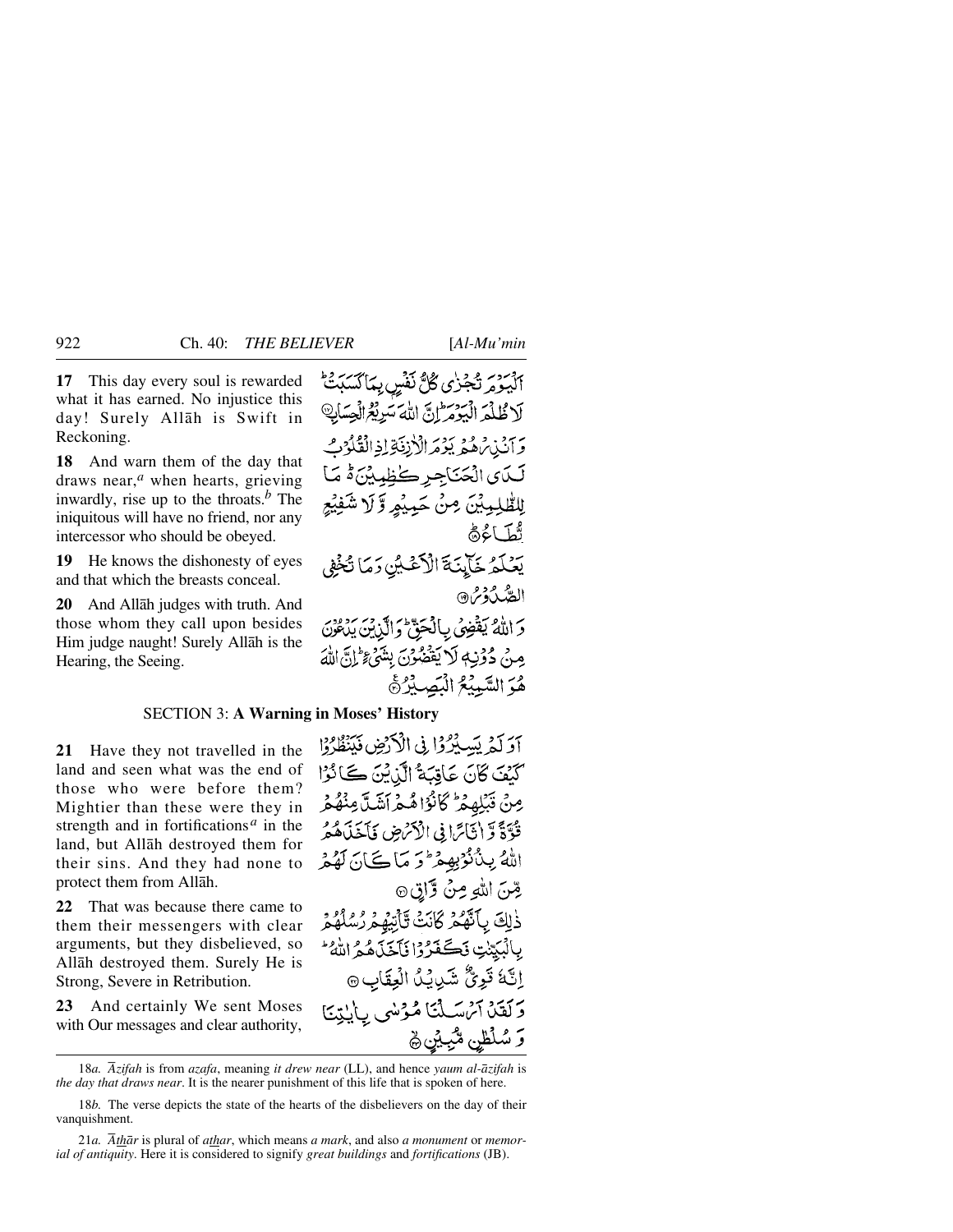**17** This day every soul is rewarded what it has earned. No injustice this day! Surely Allāh is Swift in Reckoning.

اَلْيَوْمَ تُجْزٰى كُلُّ نَفْسٍۭ بِمَا كَسَبَتْ ؕ لَا ظُلْمَ الْيَوْمَ ؕ اِنَّ اللّٰهَ سَرِيْعُ الْحِسَابِ ﴿۱۷﴾

**18** And warn them of the day that draws near,[a] when hearts, grieving inwardly, rise up to the throats.[b] The iniquitous will have no friend, nor any intercessor who should be obeyed.

وَ اَنْذِرْهُمْ يَوْمَ الْاٰزِفَةِ اِذِ الْقُلُوْبُ لَدَى الْحَنَاجِرِ كٰظِمِيْنَ ۬ؕ مَا لِلظّٰلِمِيْنَ مِنْ حَمِيْمٍ وَّ لَا شَفِيْعٍ يُّطَاعُ ﴿ؕ۱۸﴾

**19** He knows the dishonesty of eyes and that which the breasts conceal.

يَعْلَمُ خَآئِنَةَ الْاَعْيُنِ وَ مَا تُخْفِي الصُّدُوْرُ ﴿۱۹﴾

**20** And Allāh judges with truth. And those whom they call upon besides Him judge naught! Surely Allāh is the Hearing, the Seeing.

وَ اللّٰهُ يَقْضِيْ بِالْحَقِّ ؕ وَ الَّذِيْنَ يَدْعُوْنَ مِنْ دُوْنِهٖ لَا يَقْضُوْنَ بِشَيْءٍ ؕ اِنَّ اللّٰهَ هُوَ السَّمِيْعُ الْبَصِيْرُ ﴿۲۰﴾

SECTION 3: **A Warning in Moses' History**

**21** Have they not travelled in the land and seen what was the end of those who were before them? Mightier than these were they in strength and in fortifications[a] in the land, but Allāh destroyed them for their sins. And they had none to protect them from Allāh.

اَوَ لَمْ يَسِيْرُوْا فِي الْاَرْضِ فَيَنْظُرُوْا كَيْفَ كَانَ عَاقِبَةُ الَّذِيْنَ كَانُوْا مِنْ قَبْلِهِمْ ؕ كَانُوْا هُمْ اَشَدَّ مِنْهُمْ قُوَّةً وَّ اٰثَارًا فِي الْاَرْضِ فَاَخَذَهُمُ اللّٰهُ بِذُنُوْبِهِمْ ؕ وَ مَا كَانَ لَهُمْ مِّنَ اللّٰهِ مِنْ وَّاقٍ ﴿۲۱﴾

**22** That was because there came to them their messengers with clear arguments, but they disbelieved, so Allāh destroyed them. Surely He is Strong, Severe in Retribution.

ذٰلِكَ بِاَنَّهُمْ كَانَتْ تَّاْتِيْهِمْ رُسُلُهُمْ بِالْبَيِّنٰتِ فَكَفَرُوْا فَاَخَذَهُمُ اللّٰهُ ؕ اِنَّهٗ قَوِيٌّ شَدِيْدُ الْعِقَابِ ﴿۲۲﴾

**23** And certainly We sent Moses with Our messages and clear authority,

وَ لَقَدْ اَرْسَلْنَا مُوْسٰى بِاٰيٰتِنَا وَ سُلْطٰنٍ مُّبِيْنٍ ﴿ۙ۲۳﴾

---

18*a*. *Āzifah* is from *azafa*, meaning *it drew near* (LL), and hence *yaum al-āzifah* is *the day that draws near*. It is the nearer punishment of this life that is spoken of here.

18*b*. The verse depicts the state of the hearts of the disbelievers on the day of their vanquishment.

21*a*. *Āthār* is plural of *athar*, which means *a mark*, and also *a monument* or *memorial of antiquity*. Here it is considered to signify *great buildings* and *fortifications* (JB).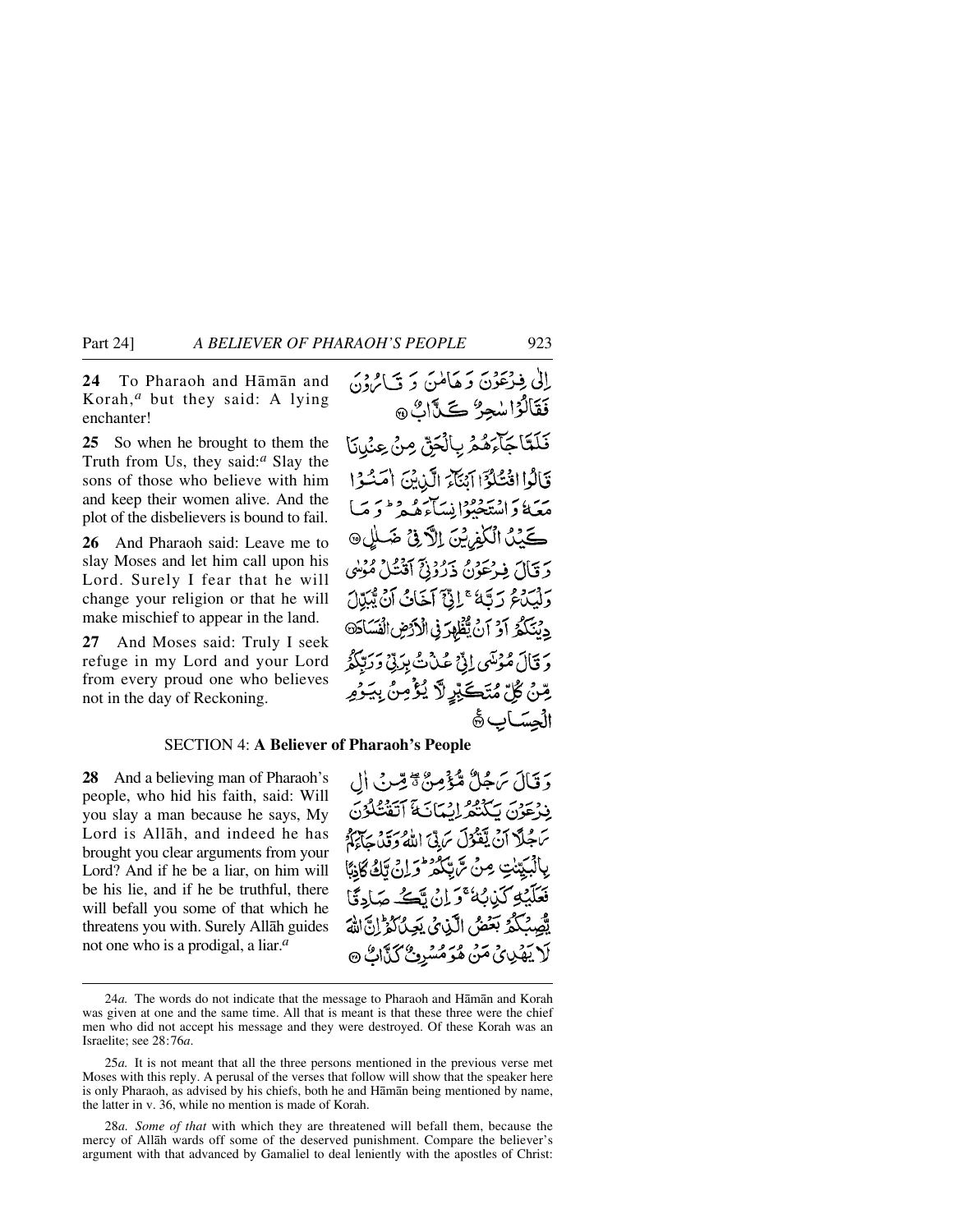**24** To Pharaoh and Hāmān and Korah,[a] but they said: A lying enchanter!

إِلَىٰ فِرْعَوْنَ وَهَامَٰنَ وَقَارُونَ فَقَالُوا۟ سَٰحِرٌ كَذَّابٌ ﴿٢٤﴾

**25** So when he brought to them the Truth from Us, they said:[a] Slay the sons of those who believe with him and keep their women alive. And the plot of the disbelievers is bound to fail.

فَلَمَّا جَآءَهُم بِٱلْحَقِّ مِنْ عِندِنَا قَالُوا۟ ٱقْتُلُوٓا۟ أَبْنَآءَ ٱلَّذِينَ ءَامَنُوا۟ مَعَهُۥ وَٱسْتَحْيُوا۟ نِسَآءَهُمْ ۚ وَمَا كَيْدُ ٱلْكَٰفِرِينَ إِلَّا فِى ضَلَٰلٍ ﴿٢٥﴾

**26** And Pharaoh said: Leave me to slay Moses and let him call upon his Lord. Surely I fear that he will change your religion or that he will make mischief to appear in the land.

وَقَالَ فِرْعَوْنُ ذَرُونِىٓ أَقْتُلْ مُوسَىٰ وَلْيَدْعُ رَبَّهُۥٓ ۖ إِنِّىٓ أَخَافُ أَن يُبَدِّلَ دِينَكُمْ أَوْ أَن يُظْهِرَ فِى ٱلْأَرْضِ ٱلْفَسَادَ ﴿٢٦﴾

**27** And Moses said: Truly I seek refuge in my Lord and your Lord from every proud one who believes not in the day of Reckoning.

وَقَالَ مُوسَىٰٓ إِنِّى عُذْتُ بِرَبِّى وَرَبِّكُم مِّن كُلِّ مُتَكَبِّرٍ لَّا يُؤْمِنُ بِيَوْمِ ٱلْحِسَابِ ﴿٢٧﴾

## SECTION 4: **A Believer of Pharaoh's People**

**28** And a believing man of Pharaoh's people, who hid his faith, said: Will you slay a man because he says, My Lord is Allāh, and indeed he has brought you clear arguments from your Lord? And if he be a liar, on him will be his lie, and if he be truthful, there will befall you some of that which he threatens you with. Surely Allāh guides not one who is a prodigal, a liar.[a]

وَقَالَ رَجُلٌ مُّؤْمِنٌ مِّنْ ءَالِ فِرْعَوْنَ يَكْتُمُ إِيمَٰنَهُۥٓ أَتَقْتُلُونَ رَجُلًا أَن يَقُولَ رَبِّىَ ٱللَّهُ وَقَدْ جَآءَكُم بِٱلْبَيِّنَٰتِ مِن رَّبِّكُمْ ۖ وَإِن يَكُ كَٰذِبًا فَعَلَيْهِ كَذِبُهُۥ ۖ وَإِن يَكُ صَادِقًا يُصِبْكُم بَعْضُ ٱلَّذِى يَعِدُكُمْ ۖ إِنَّ ٱللَّهَ لَا يَهْدِى مَنْ هُوَ مُسْرِفٌ كَذَّابٌ ﴿٢٨﴾

---

24*a.* The words do not indicate that the message to Pharaoh and Hāmān and Korah was given at one and the same time. All that is meant is that these three were the chief men who did not accept his message and they were destroyed. Of these Korah was an Israelite; see 28:76*a*.

25*a.* It is not meant that all the three persons mentioned in the previous verse met Moses with this reply. A perusal of the verses that follow will show that the speaker here is only Pharaoh, as advised by his chiefs, both he and Hāmān being mentioned by name, the latter in v. 36, while no mention is made of Korah.

28*a. Some of that* with which they are threatened will befall them, because the mercy of Allāh wards off some of the deserved punishment. Compare the believer's argument with that advanced by Gamaliel to deal leniently with the apostles of Christ: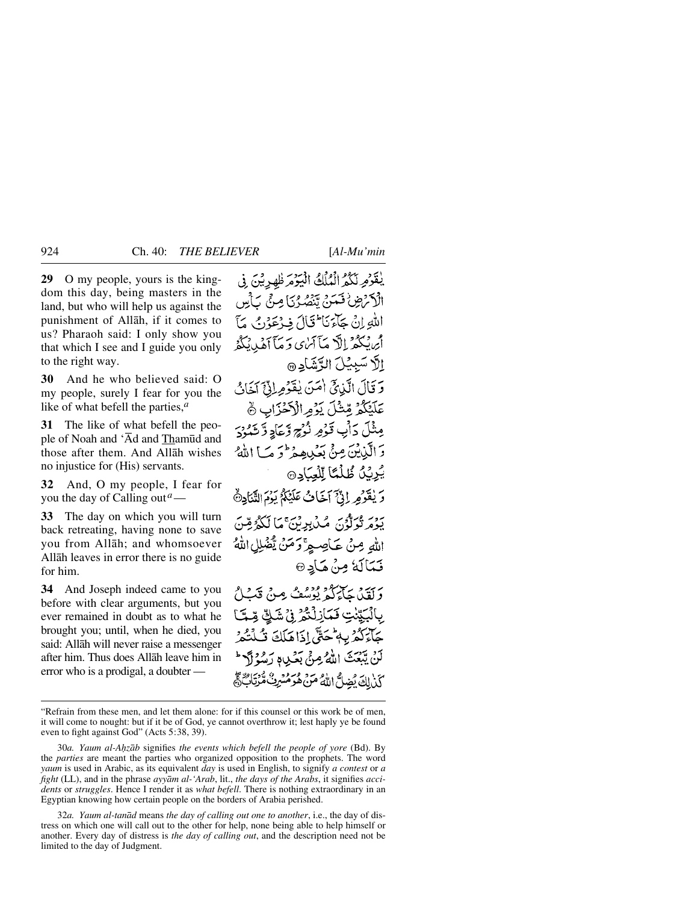**29** O my people, yours is the kingdom this day, being masters in the land, but who will help us against the punishment of Allāh, if it comes to us? Pharaoh said: I only show you that which I see and I guide you only to the right way.

يٰقَوۡمِ لَكُمُ الۡمُلۡكُ الۡيَوۡمَ ظٰهِرِيۡنَ فِى الۡاَرۡضِ ۫ فَمَنۡ يَّنۡصُرُنَا مِنۡۢ بَاۡسِ اللّٰهِ اِنۡ جَآءَنَا ؕ قَالَ فِرۡعَوۡنُ مَاۤ اُرِيۡكُمۡ اِلَّا مَاۤ اَرٰى وَمَاۤ اَهۡدِيۡكُمۡ اِلَّا سَبِيۡلَ الرَّشَادِ ۝

**30** And he who believed said: O my people, surely I fear for you the like of what befell the parties,[a]

وَقَالَ الَّذِىۡۤ اٰمَنَ يٰقَوۡمِ اِنِّىۡۤ اَخَافُ عَلَيۡكُمۡ مِّثۡلَ يَوۡمِ الۡاَحۡزَابِ ۝

**31** The like of what befell the people of Noah and 'Ād and Thamūd and those after them. And Allāh wishes no injustice for (His) servants.

مِثۡلَ دَاۡبِ قَوۡمِ نُوۡحٍ وَّعَادٍ وَّثَمُوۡدَ وَالَّذِيۡنَ مِنۡۢ بَعۡدِهِمۡ ؕ وَمَا اللّٰهُ يُرِيۡدُ ظُلۡمًا لِّلۡعِبَادِ ۝

**32** And, O my people, I fear for you the day of Calling out[a] —

وَيٰقَوۡمِ اِنِّىۡۤ اَخَافُ عَلَيۡكُمۡ يَوۡمَ التَّنَادِ ۝

**33** The day on which you will turn back retreating, having none to save you from Allāh; and whomsoever Allāh leaves in error there is no guide for him.

يَوۡمَ تُوَلُّوۡنَ مُدۡبِرِيۡنَ ۚ مَا لَكُمۡ مِّنَ اللّٰهِ مِنۡ عَاصِمٍ ۚ وَمَنۡ يُّضۡلِلِ اللّٰهُ فَمَا لَهٗ مِنۡ هَادٍ ۝

**34** And Joseph indeed came to you before with clear arguments, but you ever remained in doubt as to what he brought you; until, when he died, you said: Allāh will never raise a messenger after him. Thus does Allāh leave him in error who is a prodigal, a doubter —

وَلَقَدۡ جَآءَكُمۡ يُوۡسُفُ مِنۡ قَبۡلُ بِالۡبَيِّنٰتِ فَمَا زِلۡتُمۡ فِىۡ شَكٍّ مِّمَّا جَآءَكُمۡ بِهٖ ؕ حَتّٰۤى اِذَا هَلَكَ قُلۡتُمۡ لَنۡ يَّبۡعَثَ اللّٰهُ مِنۡۢ بَعۡدِهٖ رَسُوۡلًا ؕ كَذٰلِكَ يُضِلُّ اللّٰهُ مَنۡ هُوَ مُسۡرِفٌ مُّرۡتَابُ ۝

---

"Refrain from these men, and let them alone: for if this counsel or this work be of men, it will come to nought: but if it be of God, ye cannot overthrow it; lest haply ye be found even to fight against God" (Acts 5:38, 39).

30*a*. *Yaum al-Aḥzāb* signifies *the events which befell the people of yore* (Bd). By the *parties* are meant the parties who organized opposition to the prophets. The word *yaum* is used in Arabic, as its equivalent *day* is used in English, to signify *a contest* or *a fight* (LL), and in the phrase *ayyām al-'Arab*, lit., *the days of the Arabs*, it signifies *accidents* or *struggles*. Hence I render it as *what befell*. There is nothing extraordinary in an Egyptian knowing how certain people on the borders of Arabia perished.

32*a*. *Yaum al-tanād* means *the day of calling out one to another*, i.e., the day of distress on which one will call out to the other for help, none being able to help himself or another. Every day of distress is *the day of calling out*, and the description need not be limited to the day of Judgment.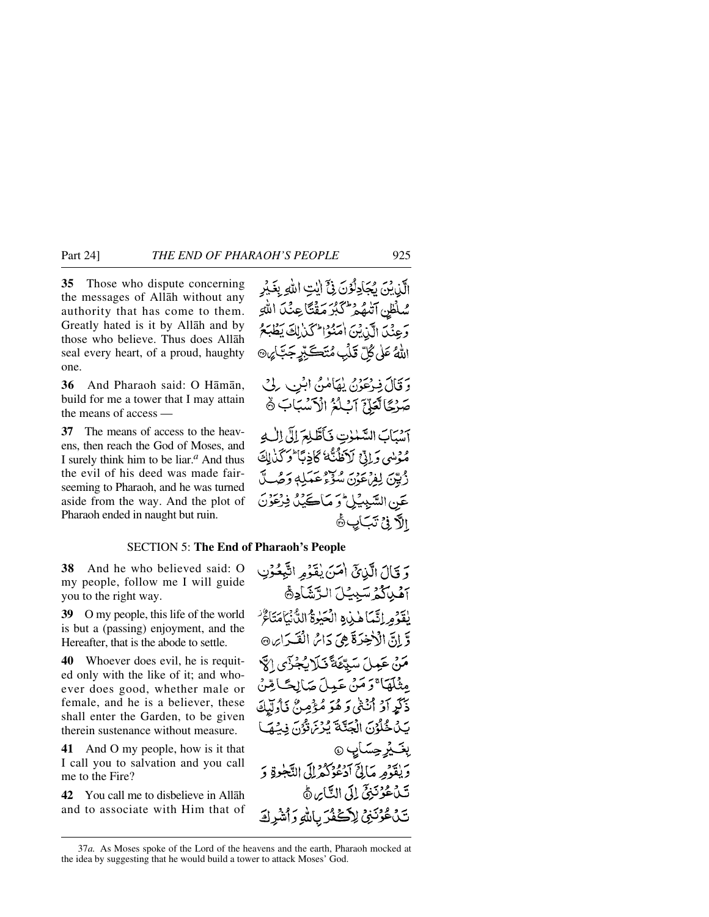**35** Those who dispute concerning the messages of Allāh without any authority that has come to them. Greatly hated is it by Allāh and by those who believe. Thus does Allāh seal every heart, of a proud, haughty one.

**36** And Pharaoh said: O Hāmān, build for me a tower that I may attain the means of access —

**37** The means of access to the heavens, then reach the God of Moses, and I surely think him to be liar.[a] And thus the evil of his deed was made fair-seeming to Pharaoh, and he was turned aside from the way. And the plot of Pharaoh ended in naught but ruin.

الَّذِيْنَ يُجَادِلُوْنَ فِيْٓ اٰيٰتِ اللّٰهِ بِغَيْرِ سُلْطٰنٍ اَتٰىهُمْ ۭ كَبُرَ مَقْتًا عِنْدَ اللّٰهِ وَعِنْدَ الَّذِيْنَ اٰمَنُوْا ۭ كَذٰلِكَ يَطْبَعُ اللّٰهُ عَلٰى كُلِّ قَلْبِ مُتَكَبِّرٍ جَبَّارٍ ۝

وَقَالَ فِرْعَوْنُ يٰهَامٰنُ ابْنِ لِيْ صَرْحًا لَّعَلِّيْٓ اَبْلُغُ الْاَسْبَابَ ۝

اَسْبَابَ السَّمٰوٰتِ فَاَطَّلِعَ اِلٰٓى اِلٰهِ مُوْسٰى وَاِنِّيْ لَاَظُنُّهٗ كَاذِبًا ۭ وَكَذٰلِكَ زُيِّنَ لِفِرْعَوْنَ سُوْٓءُ عَمَلِهٖ وَصُدَّ عَنِ السَّبِيْلِ ۭ وَمَا كَيْدُ فِرْعَوْنَ اِلَّا فِيْ تَبَابٍ ۝

## SECTION 5: The End of Pharaoh's People

**38** And he who believed said: O my people, follow me I will guide you to the right way.

**39** O my people, this life of the world is but a (passing) enjoyment, and the Hereafter, that is the abode to settle.

**40** Whoever does evil, he is requited only with the like of it; and whoever does good, whether male or female, and he is a believer, these shall enter the Garden, to be given therein sustenance without measure.

**41** And O my people, how is it that I call you to salvation and you call me to the Fire?

**42** You call me to disbelieve in Allāh and to associate with Him that of

وَقَالَ الَّذِيْٓ اٰمَنَ يٰقَوْمِ اتَّبِعُوْنِ اَهْدِكُمْ سَبِيْلَ الرَّشَادِ ۝

يٰقَوْمِ اِنَّمَا هٰذِهِ الْحَيٰوةُ الدُّنْيَا مَتَاعٌ ۡ وَّاِنَّ الْاٰخِرَةَ هِيَ دَارُ الْقَرَارِ ۝

مَنْ عَمِلَ سَيِّئَةً فَلَا يُجْزٰٓى اِلَّا مِثْلَهَا ۚ وَمَنْ عَمِلَ صَالِحًا مِّنْ ذَكَرٍ اَوْ اُنْثٰى وَهُوَ مُؤْمِنٌ فَاُولٰٓئِكَ يَدْخُلُوْنَ الْجَنَّةَ يُرْزَقُوْنَ فِيْهَا بِغَيْرِ حِسَابٍ ۝

وَيٰقَوْمِ مَا لِيْٓ اَدْعُوْكُمْ اِلَى النَّجٰوةِ وَتَدْعُوْنَنِيْٓ اِلَى النَّارِ ۝

تَدْعُوْنَنِيْ لِاَكْفُرَ بِاللّٰهِ وَاُشْرِكَ

---

37*a*. As Moses spoke of the Lord of the heavens and the earth, Pharaoh mocked at the idea by suggesting that he would build a tower to attack Moses' God.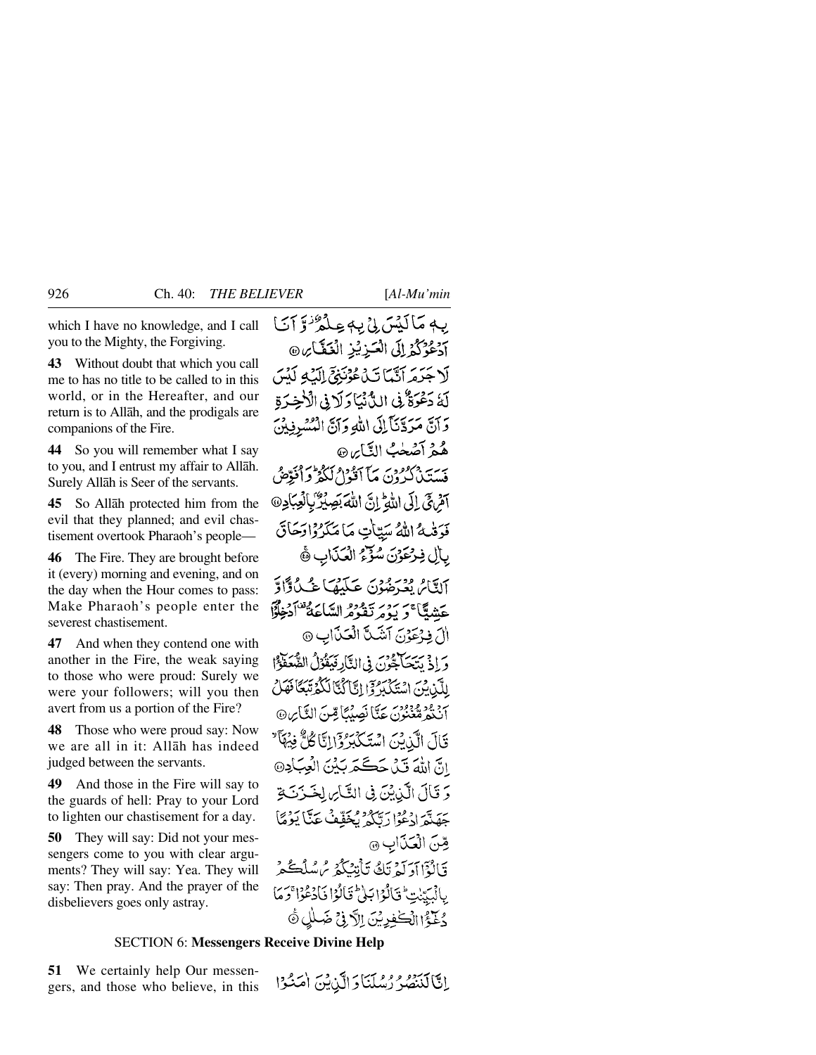which I have no knowledge, and I call you to the Mighty, the Forgiving.

بِهٖ مَا لَيْسَ لِيْ بِهٖ عِلْمٌ ۫ وَّ اَنَا اَدْعُوْكُمْ اِلَى الْعَزِيْزِ الْغَفَّارِ ﴿۴۲﴾

**43** Without doubt that which you call me to has no title to be called to in this world, or in the Hereafter, and our return is to Allāh, and the prodigals are companions of the Fire.

لَا جَرَمَ اَنَّمَا تَدْعُوْنَنِيْۤ اِلَيْهِ لَيْسَ لَهٗ دَعْوَةٌ فِي الدُّنْيَا وَ لَا فِي الْاٰخِرَةِ وَ اَنَّ مَرَدَّنَاۤ اِلَى اللّٰهِ وَ اَنَّ الْمُسْرِفِيْنَ هُمْ اَصْحٰبُ النَّارِ ﴿۴۳﴾

**44** So you will remember what I say to you, and I entrust my affair to Allāh. Surely Allāh is Seer of the servants.

فَسَتَذْكُرُوْنَ مَاۤ اَقُوْلُ لَكُمْ ؕ وَ اُفَوِّضُ اَمْرِيْۤ اِلَى اللّٰهِ ؕ اِنَّ اللّٰهَ بَصِيْرٌۢ بِالْعِبَادِ ﴿۴۴﴾

**45** So Allāh protected him from the evil that they planned; and evil chastisement overtook Pharaoh's people—

فَوَقٰىهُ اللّٰهُ سَيِّاٰتِ مَا مَكَرُوْا وَ حَاقَ بِاٰلِ فِرْعَوْنَ سُوْٓءُ الْعَذَابِ ﴿ۚ۴۵﴾

**46** The Fire. They are brought before it (every) morning and evening, and on the day when the Hour comes to pass: Make Pharaoh's people enter the severest chastisement.

اَلنَّارُ يُعْرَضُوْنَ عَلَيْهَا غُدُوًّا وَّ عَشِيًّا ۚ وَ يَوْمَ تَقُوْمُ السَّاعَةُ ۟ اَدْخِلُوْۤا اٰلَ فِرْعَوْنَ اَشَدَّ الْعَذَابِ ﴿۴۶﴾

**47** And when they contend one with another in the Fire, the weak saying to those who were proud: Surely we were your followers; will you then avert from us a portion of the Fire?

وَ اِذْ يَتَحَآجُّوْنَ فِي النَّارِ فَيَقُوْلُ الضُّعَفٰٓؤُا لِلَّذِيْنَ اسْتَكْبَرُوْۤا اِنَّا كُنَّا لَكُمْ تَبَعًا فَهَلْ اَنْتُمْ مُّغْنُوْنَ عَنَّا نَصِيْبًا مِّنَ النَّارِ ﴿۴۷﴾

**48** Those who were proud say: Now we are all in it: Allāh has indeed judged between the servants.

قَالَ الَّذِيْنَ اسْتَكْبَرُوْۤا اِنَّا كُلٌّ فِيْهَاۤ ۙ اِنَّ اللّٰهَ قَدْ حَكَمَ بَيْنَ الْعِبَادِ ﴿۴۸﴾

**49** And those in the Fire will say to the guards of hell: Pray to your Lord to lighten our chastisement for a day.

وَ قَالَ الَّذِيْنَ فِي النَّارِ لِخَزَنَةِ جَهَنَّمَ ادْعُوْا رَبَّكُمْ يُخَفِّفْ عَنَّا يَوْمًا مِّنَ الْعَذَابِ ﴿۴۹﴾

**50** They will say: Did not your messengers come to you with clear arguments? They will say: Yea. They will say: Then pray. And the prayer of the disbelievers goes only astray.

قَالُوْۤا اَوَ لَمْ تَكُ تَاْتِيْكُمْ رُسُلُكُمْ بِالْبَيِّنٰتِ ؕ قَالُوْا بَلٰى ؕ قَالُوْا فَادْعُوْا ۚ وَ مَا دُعٰٓؤُا الْكٰفِرِيْنَ اِلَّا فِيْ ضَلٰلٍ ﴿۵۰﴾

## SECTION 6: **Messengers Receive Divine Help**

**51** We certainly help Our messengers, and those who believe, in this

اِنَّا لَنَنْصُرُ رُسُلَنَا وَ الَّذِيْنَ اٰمَنُوْا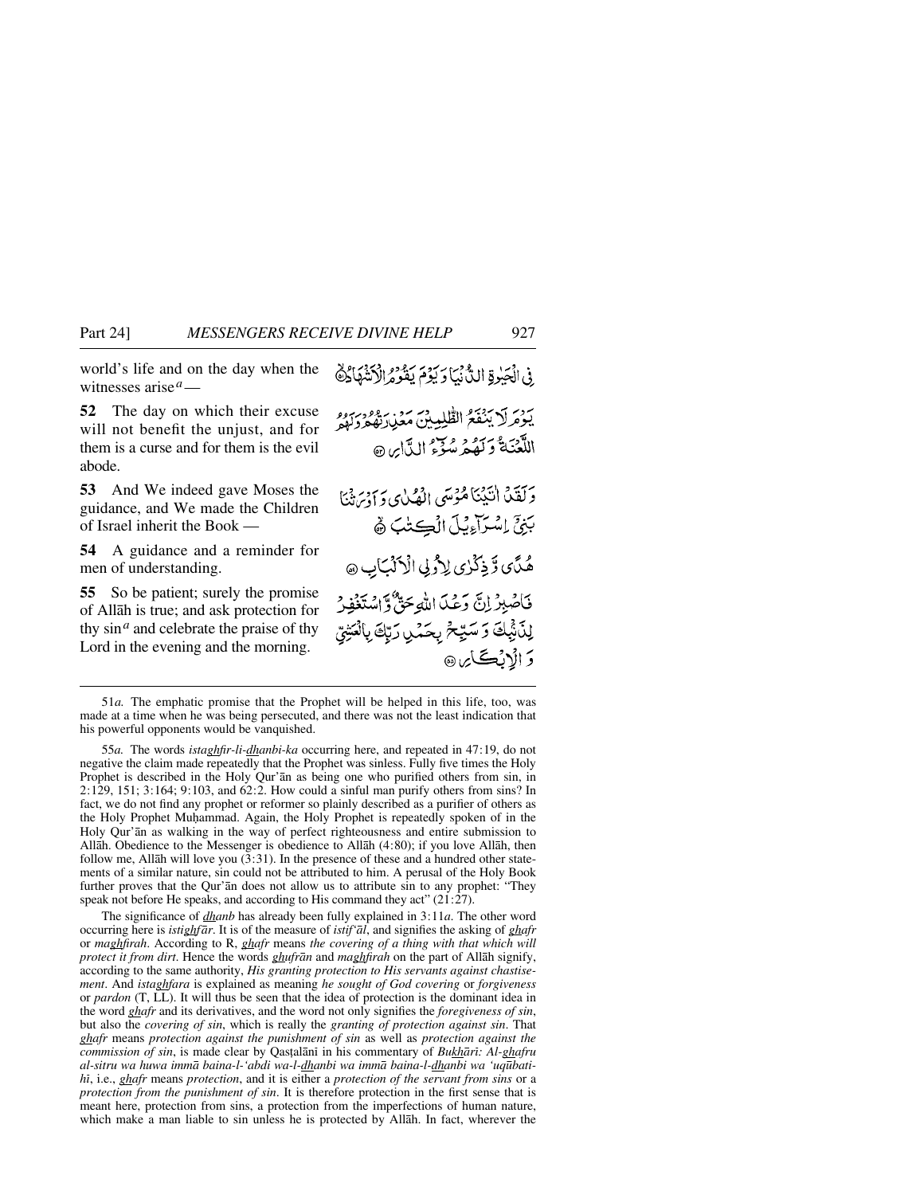world's life and on the day when the witnesses arise[a] —

فِي الْحَيٰوةِ الدُّنْيَا وَيَوْمَ يَقُوْمُ الْاَشْهَادُ ﴿۵۱﴾

**52** The day on which their excuse will not benefit the unjust, and for them is a curse and for them is the evil abode.

يَوْمَ لَا يَنْفَعُ الظّٰلِمِيْنَ مَعْذِرَتُهُمْ وَلَهُمُ اللَّعْنَةُ وَلَهُمْ سُوْٓءُ الدَّارِ ﴿۵۲﴾

**53** And We indeed gave Moses the guidance, and We made the Children of Israel inherit the Book —

وَلَقَدْ اٰتَيْنَا مُوْسَى الْهُدٰى وَاَوْرَثْنَا بَنِيْٓ اِسْرَآءِيْلَ الْكِتٰبَ ﴿۵۳﴾

**54** A guidance and a reminder for men of understanding.

هُدًى وَّذِكْرٰى لِاُولِي الْاَلْبَابِ ﴿۵۴﴾

**55** So be patient; surely the promise of Allāh is true; and ask protection for thy sin[a] and celebrate the praise of thy Lord in the evening and the morning.

فَاصْبِرْ اِنَّ وَعْدَ اللّٰهِ حَقٌّ وَّاسْتَغْفِرْ لِذَنْۢبِكَ وَسَبِّحْ بِحَمْدِ رَبِّكَ بِالْعَشِيِّ وَالْاِبْكَارِ ﴿۵۵﴾

---

51*a.* The emphatic promise that the Prophet will be helped in this life, too, was made at a time when he was being persecuted, and there was not the least indication that his powerful opponents would be vanquished.

55*a.* The words *istaghfir-li-dhanbi-ka* occurring here, and repeated in 47:19, do not negative the claim made repeatedly that the Prophet was sinless. Fully five times the Holy Prophet is described in the Holy Qur'ān as being one who purified others from sin, in 2:129, 151; 3:164; 9:103, and 62:2. How could a sinful man purify others from sins? In fact, we do not find any prophet or reformer so plainly described as a purifier of others as the Holy Prophet Muḥammad. Again, the Holy Prophet is repeatedly spoken of in the Holy Qur'ān as walking in the way of perfect righteousness and entire submission to Allāh. Obedience to the Messenger is obedience to Allāh (4:80); if you love Allāh, then follow me, Allāh will love you (3:31). In the presence of these and a hundred other statements of a similar nature, sin could not be attributed to him. A perusal of the Holy Book further proves that the Qur'ān does not allow us to attribute sin to any prophet: "They speak not before He speaks, and according to His command they act" (21:27).

The significance of *dhanb* has already been fully explained in 3:11*a*. The other word occurring here is *istighfār*. It is of the measure of *istif'āl*, and signifies the asking of *ghafr* or *maghfirah*. According to R, *ghafr* means *the covering of a thing with that which will protect it from dirt*. Hence the words *ghufrān* and *maghfirah* on the part of Allāh signify, according to the same authority, *His granting protection to His servants against chastisement*. And *istaghfara* is explained as meaning *he sought of God covering* or *forgiveness* or *pardon* (T, LL). It will thus be seen that the idea of protection is the dominant idea in the word *ghafr* and its derivatives, and the word not only signifies the *foregiveness of sin*, but also the *covering of sin*, which is really the *granting of protection against sin*. That *ghafr* means *protection against the punishment of sin* as well as *protection against the commission of sin*, is made clear by Qasṭalānī in his commentary of *Bukhārī: Al-ghafru al-sitru wa huwa immā baina-l-'abdi wa-l-dhanbi wa immā baina-l-dhanbi wa 'uqūbati-hī*, i.e., *ghafr* means *protection*, and it is either a *protection of the servant from sins* or a *protection from the punishment of sin*. It is therefore protection in the first sense that is meant here, protection from sins, a protection from the imperfections of human nature, which make a man liable to sin unless he is protected by Allāh. In fact, wherever the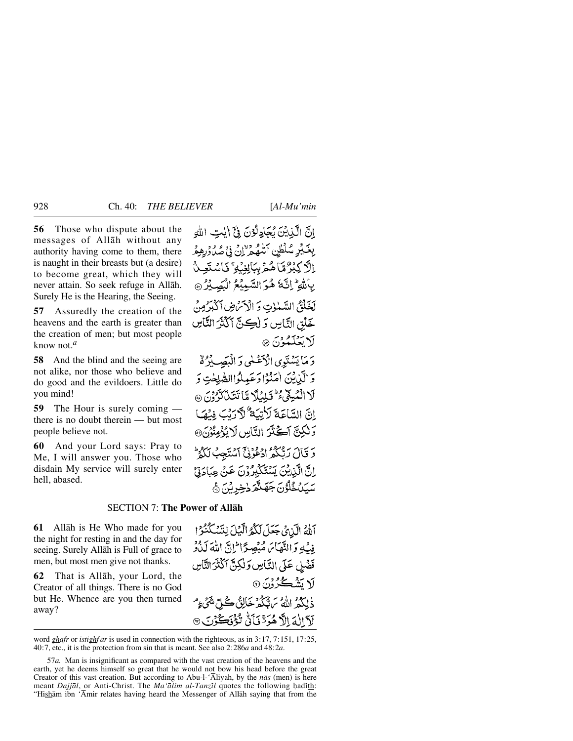**56** Those who dispute about the messages of Allāh without any authority having come to them, there is naught in their breasts but (a desire) to become great, which they will never attain. So seek refuge in Allāh. Surely He is the Hearing, the Seeing.

إِنَّ الَّذِينَ يُجَادِلُونَ فِيٓ ءَايَٰتِ اللَّهِ بِغَيْرِ سُلْطَٰنٍ أَتَىٰهُمْ ۙ إِن فِي صُدُورِهِمْ إِلَّا كِبْرٌ مَّا هُم بِبَٰلِغِيهِ ۚ فَاسْتَعِذْ بِاللَّهِ ۖ إِنَّهُۥ هُوَ السَّمِيعُ الْبَصِيرُ ﴿٥٦﴾

**57** Assuredly the creation of the heavens and the earth is greater than the creation of men; but most people know not.[a]

لَخَلْقُ السَّمَٰوَٰتِ وَالْأَرْضِ أَكْبَرُ مِنْ خَلْقِ النَّاسِ وَلَٰكِنَّ أَكْثَرَ النَّاسِ لَا يَعْلَمُونَ ﴿٥٧﴾

**58** And the blind and the seeing are not alike, nor those who believe and do good and the evildoers. Little do you mind!

وَمَا يَسْتَوِي الْأَعْمَىٰ وَالْبَصِيرُ وَالَّذِينَ ءَامَنُوا وَعَمِلُوا الصَّٰلِحَٰتِ وَلَا الْمُسِيٓءُ ۚ قَلِيلًا مَّا تَتَذَكَّرُونَ ﴿٥٨﴾

**59** The Hour is surely coming — there is no doubt therein — but most people believe not.

إِنَّ السَّاعَةَ لَءَاتِيَةٌ لَّا رَيْبَ فِيهَا وَلَٰكِنَّ أَكْثَرَ النَّاسِ لَا يُؤْمِنُونَ ﴿٥٩﴾

**60** And your Lord says: Pray to Me, I will answer you. Those who disdain My service will surely enter hell, abased.

وَقَالَ رَبُّكُمُ ادْعُونِيٓ أَسْتَجِبْ لَكُمْ ۚ إِنَّ الَّذِينَ يَسْتَكْبِرُونَ عَنْ عِبَادَتِي سَيَدْخُلُونَ جَهَنَّمَ دَاخِرِينَ ﴿٦٠﴾

## SECTION 7: The Power of Allāh

**61** Allāh is He Who made for you the night for resting in and the day for seeing. Surely Allāh is Full of grace to men, but most men give not thanks.

اللَّهُ الَّذِي جَعَلَ لَكُمُ الَّيْلَ لِتَسْكُنُوا فِيهِ وَالنَّهَارَ مُبْصِرًا ۚ إِنَّ اللَّهَ لَذُو فَضْلٍ عَلَى النَّاسِ وَلَٰكِنَّ أَكْثَرَ النَّاسِ لَا يَشْكُرُونَ ﴿٦١﴾

**62** That is Allāh, your Lord, the Creator of all things. There is no God but He. Whence are you then turned away?

ذَٰلِكُمُ اللَّهُ رَبُّكُمْ خَٰلِقُ كُلِّ شَيْءٍ لَّآ إِلَٰهَ إِلَّا هُوَ ۖ فَأَنَّىٰ تُؤْفَكُونَ ﴿٦٢﴾

---

word *ghafr* or *istighfār* is used in connection with the righteous, as in 3:17, 7:151, 17:25, 40:7, etc., it is the protection from sin that is meant. See also 2:286*a* and 48:2*a*.

57*a.* Man is insignificant as compared with the vast creation of the heavens and the earth, yet he deems himself so great that he would not bow his head before the great Creator of this vast creation. But according to Abu-l-'Āliyah, by the *nās* (men) is here meant *Dajjāl*, or Anti-Christ. The *Ma'ālim al-Tanzīl* quotes the following ḥadīth: "Hishām ibn 'Āmir relates having heard the Messenger of Allāh saying that from the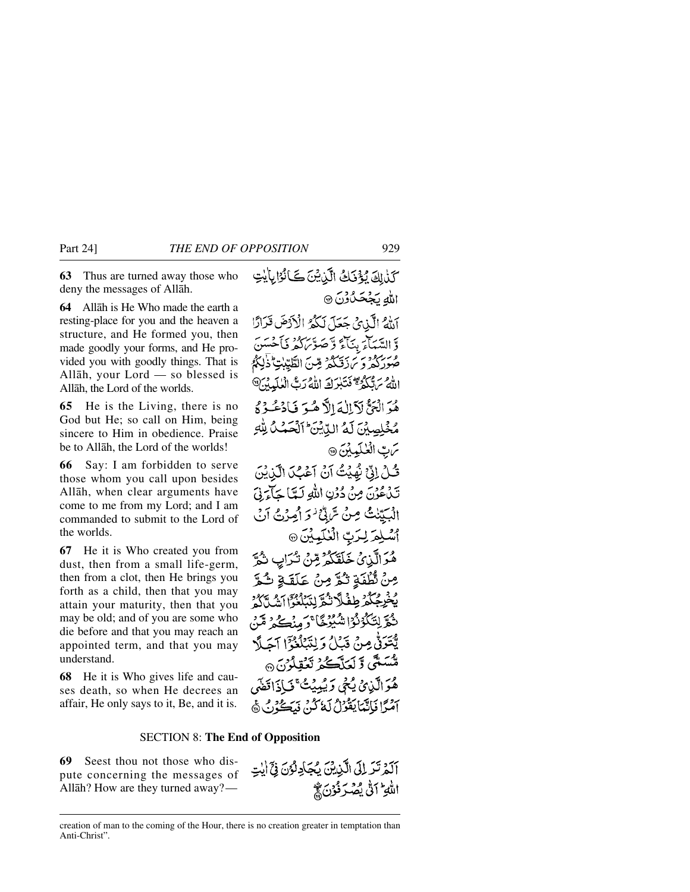**63** Thus are turned away those who deny the messages of Allāh.

كَذٰلِكَ يُؤْفَكُ الَّذِيْنَ كَانُوْا بِاٰيٰتِ اللّٰهِ يَجْحَدُوْنَ ﴿٦٣﴾

**64** Allāh is He Who made the earth a resting-place for you and the heaven a structure, and He formed you, then made goodly your forms, and He provided you with goodly things. That is Allāh, your Lord — so blessed is Allāh, the Lord of the worlds.

اَللّٰهُ الَّذِيْ جَعَلَ لَكُمُ الْاَرْضَ قَرَارًا وَّ السَّمَآءَ بِنَآءً وَّ صَوَّرَكُمْ فَاَحْسَنَ صُوَرَكُمْ وَ رَزَقَكُمْ مِّنَ الطَّيِّبٰتِ ؕ ذٰلِكُمُ اللّٰهُ رَبُّكُمْ ۚۖ فَتَبٰرَكَ اللّٰهُ رَبُّ الْعٰلَمِيْنَ ﴿٦٤﴾

**65** He is the Living, there is no God but He; so call on Him, being sincere to Him in obedience. Praise be to Allāh, the Lord of the worlds!

هُوَ الْحَيُّ لَاۤ اِلٰهَ اِلَّا هُوَ فَادْعُوْهُ مُخْلِصِيْنَ لَهُ الدِّيْنَ ؕ اَلْحَمْدُ لِلّٰهِ رَبِّ الْعٰلَمِيْنَ ﴿٦٥﴾

**66** Say: I am forbidden to serve those whom you call upon besides Allāh, when clear arguments have come to me from my Lord; and I am commanded to submit to the Lord of the worlds.

قُلْ اِنِّيْ نُهِيْتُ اَنْ اَعْبُدَ الَّذِيْنَ تَدْعُوْنَ مِنْ دُوْنِ اللّٰهِ لَمَّا جَآءَنِيَ الْبَيِّنٰتُ مِنْ رَّبِّيْ ۫ وَ اُمِرْتُ اَنْ اُسْلِمَ لِرَبِّ الْعٰلَمِيْنَ ﴿٦٦﴾

**67** He it is Who created you from dust, then from a small life-germ, then from a clot, then He brings you forth as a child, then that you may attain your maturity, then that you may be old; and of you are some who die before and that you may reach an appointed term, and that you may understand.

هُوَ الَّذِيْ خَلَقَكُمْ مِّنْ تُرَابٍ ثُمَّ مِنْ نُّطْفَةٍ ثُمَّ مِنْ عَلَقَةٍ ثُمَّ يُخْرِجُكُمْ طِفْلًا ثُمَّ لِتَبْلُغُوْۤا اَشُدَّكُمْ ثُمَّ لِتَكُوْنُوْا شُيُوْخًا ۚ وَ مِنْكُمْ مَّنْ يُّتَوَفّٰى مِنْ قَبْلُ وَ لِتَبْلُغُوْۤا اَجَلًا مُّسَمًّى وَّ لَعَلَّكُمْ تَعْقِلُوْنَ ﴿٦٧﴾

**68** He it is Who gives life and causes death, so when He decrees an affair, He only says to it, Be, and it is.

هُوَ الَّذِيْ يُحْيٖ وَ يُمِيْتُ ۚ فَاِذَا قَضٰۤى اَمْرًا فَاِنَّمَا يَقُوْلُ لَهٗ كُنْ فَيَكُوْنُ ﴿٦٨﴾

## SECTION 8: **The End of Opposition**

**69** Seest thou not those who dispute concerning the messages of Allāh? How are they turned away?—

اَلَمْ تَرَ اِلَى الَّذِيْنَ يُجَادِلُوْنَ فِيْۤ اٰيٰتِ اللّٰهِ ؕ اَنّٰى يُصْرَفُوْنَ ﴿٦٩﴾

---

creation of man to the coming of the Hour, there is no creation greater in temptation than Anti-Christ".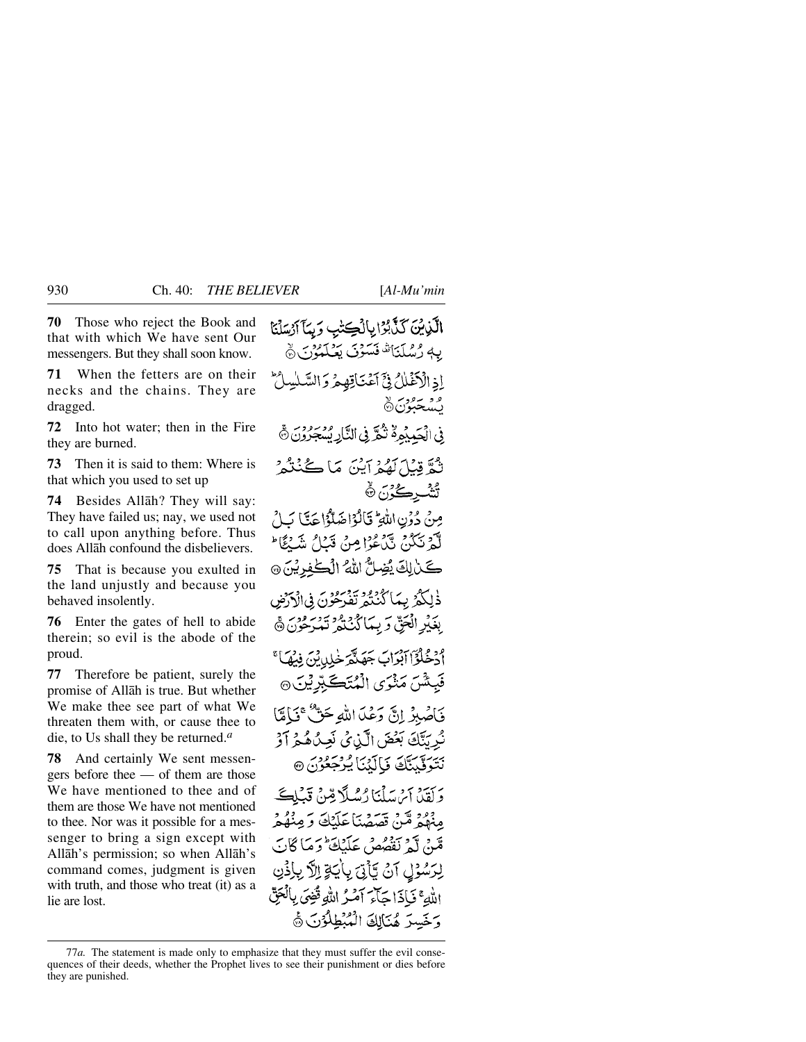**70** Those who reject the Book and that with which We have sent Our messengers. But they shall soon know.

**71** When the fetters are on their necks and the chains. They are dragged.

**72** Into hot water; then in the Fire they are burned.

**73** Then it is said to them: Where is that which you used to set up

**74** Besides Allāh? They will say: They have failed us; nay, we used not to call upon anything before. Thus does Allāh confound the disbelievers.

**75** That is because you exulted in the land unjustly and because you behaved insolently.

**76** Enter the gates of hell to abide therein; so evil is the abode of the proud.

**77** Therefore be patient, surely the promise of Allāh is true. But whether We make thee see part of what We threaten them with, or cause thee to die, to Us shall they be returned.[a]

**78** And certainly We sent messengers before thee — of them are those We have mentioned to thee and of them are those We have not mentioned to thee. Nor was it possible for a messenger to bring a sign except with Allāh's permission; so when Allāh's command comes, judgment is given with truth, and those who treat (it) as a lie are lost.

الَّذِيْنَ كَذَّبُوْا بِالْكِتٰبِ وَبِمَآ اَرْسَلْنَا بِهٖ رُسُلَنَا ۛ فَسَوْفَ يَعْلَمُوْنَ ﴿٧٠﴾

اِذِ الْاَغْلٰلُ فِيْٓ اَعْنَاقِهِمْ وَالسَّلٰسِلُ ؕ يُسْحَبُوْنَ ﴿٧١﴾

فِي الْحَمِيْمِ ۙ ثُمَّ فِي النَّارِ يُسْجَرُوْنَ ﴿٧٢﴾

ثُمَّ قِيْلَ لَهُمْ اَيْنَ مَا كُنْتُمْ تُشْرِكُوْنَ ﴿٧٣﴾

مِنْ دُوْنِ اللّٰهِ ؕ قَالُوْا ضَلُّوْا عَنَّا بَلْ لَّمْ نَكُنْ نَّدْعُوْا مِنْ قَبْلُ شَيْـًٔا ؕ كَذٰلِكَ يُضِلُّ اللّٰهُ الْكٰفِرِيْنَ ﴿٧٤﴾

ذٰلِكُمْ بِمَا كُنْتُمْ تَفْرَحُوْنَ فِي الْاَرْضِ بِغَيْرِ الْحَقِّ وَبِمَا كُنْتُمْ تَمْرَحُوْنَ ﴿٧٥﴾

اُدْخُلُوْٓا اَبْوَابَ جَهَنَّمَ خٰلِدِيْنَ فِيْهَا ۚ فَبِئْسَ مَثْوَى الْمُتَكَبِّرِيْنَ ﴿٧٦﴾

فَاصْبِرْ اِنَّ وَعْدَ اللّٰهِ حَقٌّ ۚ فَاِمَّا نُرِيَنَّكَ بَعْضَ الَّذِيْ نَعِدُهُمْ اَوْ نَتَوَفَّيَنَّكَ فَاِلَيْنَا يُرْجَعُوْنَ ﴿٧٧﴾

وَلَقَدْ اَرْسَلْنَا رُسُلًا مِّنْ قَبْلِكَ مِنْهُمْ مَّنْ قَصَصْنَا عَلَيْكَ وَمِنْهُمْ مَّنْ لَّمْ نَقْصُصْ عَلَيْكَ ؕ وَمَا كَانَ لِرَسُوْلٍ اَنْ يَّاْتِيَ بِاٰيَةٍ اِلَّا بِاِذْنِ اللّٰهِ ۚ فَاِذَا جَآءَ اَمْرُ اللّٰهِ قُضِيَ بِالْحَقِّ وَخَسِرَ هُنَالِكَ الْمُبْطِلُوْنَ ﴿٧٨﴾

---

77*a*. The statement is made only to emphasize that they must suffer the evil consequences of their deeds, whether the Prophet lives to see their punishment or dies before they are punished.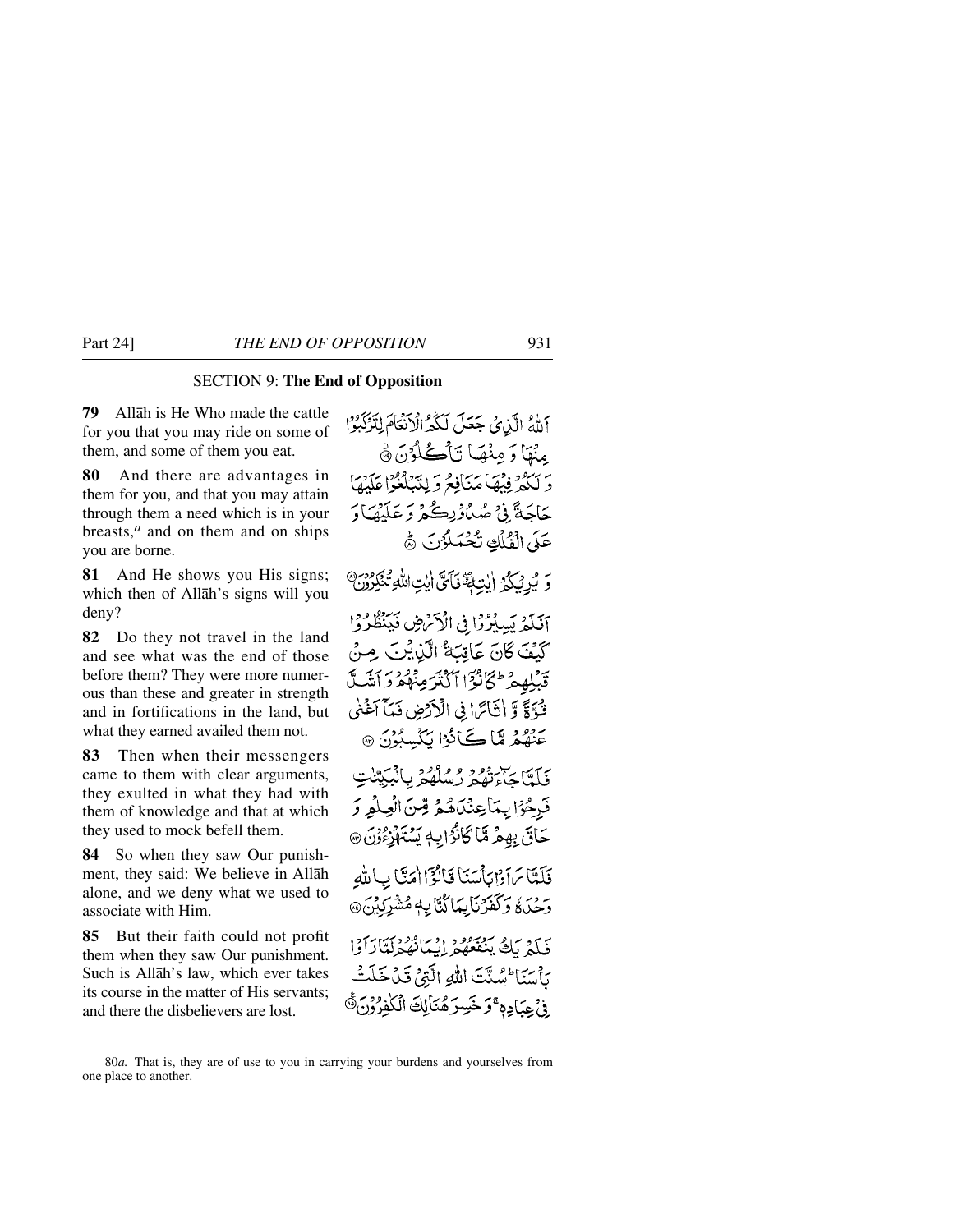## SECTION 9: **The End of Opposition**

**79** Allāh is He Who made the cattle for you that you may ride on some of them, and some of them you eat.

اَللّٰهُ الَّذِیۡ جَعَلَ لَکُمُ الۡاَنۡعَامَ لِتَرۡکَبُوۡا مِنۡهَا وَ مِنۡهَا تَاۡکُلُوۡنَ ﴿۷۹﴾

**80** And there are advantages in them for you, and that you may attain through them a need which is in your breasts,[a] and on them and on ships you are borne.

وَ لَکُمۡ فِیۡهَا مَنَافِعُ وَ لِتَبۡلُغُوۡا عَلَیۡهَا حَاجَةً فِیۡ صُدُوۡرِکُمۡ وَ عَلَیۡهَا وَ عَلَی الۡفُلۡکِ تُحۡمَلُوۡنَ ﴿ؕ۸۰﴾

**81** And He shows you His signs; which then of Allāh's signs will you deny?

وَ یُرِیۡکُمۡ اٰیٰتِهٖ ٭ۖ فَاَیَّ اٰیٰتِ اللّٰهِ تُنۡکِرُوۡنَ ﴿۸۱﴾

**82** Do they not travel in the land and see what was the end of those before them? They were more numerous than these and greater in strength and in fortifications in the land, but what they earned availed them not.

اَفَلَمۡ یَسِیۡرُوۡا فِی الۡاَرۡضِ فَیَنۡظُرُوۡا کَیۡفَ کَانَ عَاقِبَةُ الَّذِیۡنَ مِنۡ قَبۡلِهِمۡ ؕ کَانُوۡۤا اَکۡثَرَ مِنۡهُمۡ وَ اَشَدَّ قُوَّةً وَّ اٰثَارًا فِی الۡاَرۡضِ فَمَاۤ اَغۡنٰی عَنۡهُمۡ مَّا کَانُوۡا یَکۡسِبُوۡنَ ﴿۸۲﴾

**83** Then when their messengers came to them with clear arguments, they exulted in what they had with them of knowledge and that at which they used to mock befell them.

فَلَمَّا جَآءَتۡهُمۡ رُسُلُهُمۡ بِالۡبَیِّنٰتِ فَرِحُوۡا بِمَا عِنۡدَهُمۡ مِّنَ الۡعِلۡمِ وَ حَاقَ بِهِمۡ مَّا کَانُوۡا بِهٖ یَسۡتَهۡزِءُوۡنَ ﴿۸۳﴾

**84** So when they saw Our punishment, they said: We believe in Allāh alone, and we deny what we used to associate with Him.

فَلَمَّا رَاَوۡا بَاۡسَنَا قَالُوۡۤا اٰمَنَّا بِاللّٰهِ وَحۡدَهٗ وَ کَفَرۡنَا بِمَا کُنَّا بِهٖ مُشۡرِکِیۡنَ ﴿۸۴﴾

**85** But their faith could not profit them when they saw Our punishment. Such is Allāh's law, which ever takes its course in the matter of His servants; and there the disbelievers are lost.

فَلَمۡ یَکُ یَنۡفَعُهُمۡ اِیۡمَانُهُمۡ لَمَّا رَاَوۡا بَاۡسَنَا ؕ سُنَّتَ اللّٰهِ الَّتِیۡ قَدۡ خَلَتۡ فِیۡ عِبَادِهٖ ۚ وَ خَسِرَ هُنَالِکَ الۡکٰفِرُوۡنَ ﴿۸۵﴾

---

80*a*. That is, they are of use to you in carrying your burdens and yourselves from one place to another.